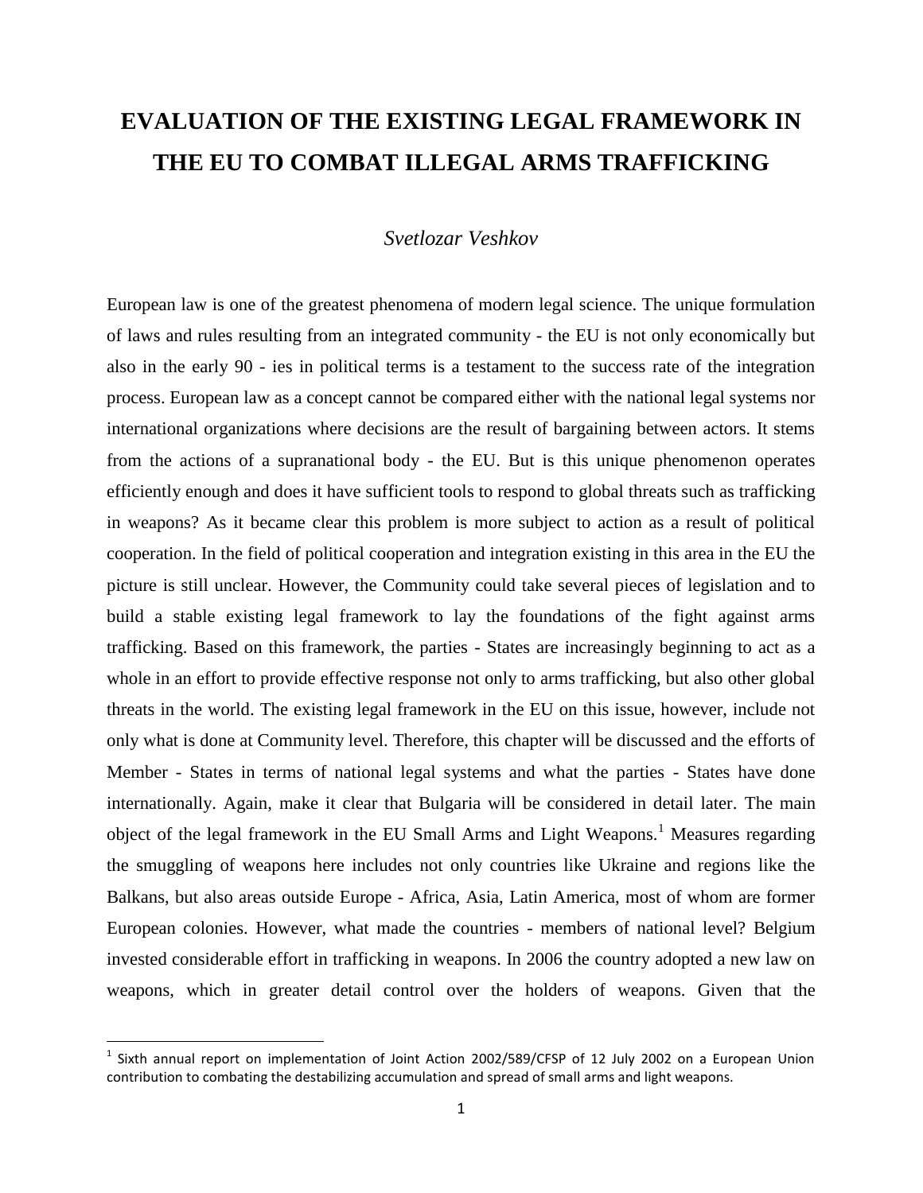# EVALUATION OF THE EXISTING LEGAL FRAMEWORK IN THE EU TO COMBAT ILLEGAL ARMS TRAFFICKING

*Svetlozar Veshkov*

European law is one of the greatest phenomena of modern legal science. The unique formulation of laws and rules resulting from an integrated community - the EU is not only economically but also in the early 90 - ies in political terms is a testament to the success rate of the integration process. European law as a concept cannot be compared either with the national legal systems nor international organizations where decisions are the result of bargaining between actors. It stems from the actions of a supranational body - the EU. But is this unique phenomenon operates efficiently enough and does it have sufficient tools to respond to global threats such as trafficking in weapons? As it became clear this problem is more subject to action as a result of political cooperation. In the field of political cooperation and integration existing in this area in the EU the picture is still unclear. However, the Community could take several pieces of legislation and to build a stable existing legal framework to lay the foundations of the fight against arms trafficking. Based on this framework, the parties - States are increasingly beginning to act as a whole in an effort to provide effective response not only to arms trafficking, but also other global threats in the world. The existing legal framework in the EU on this issue, however, include not only what is done at Community level. Therefore, this chapter will be discussed and the efforts of Member - States in terms of national legal systems and what the parties - States have done internationally. Again, make it clear that Bulgaria will be considered in detail later. The main object of the legal framework in the EU Small Arms and Light Weapons.[1] Measures regarding the smuggling of weapons here includes not only countries like Ukraine and regions like the Balkans, but also areas outside Europe - Africa, Asia, Latin America, most of whom are former European colonies. However, what made the countries - members of national level? Belgium invested considerable effort in trafficking in weapons. In 2006 the country adopted a new law on weapons, which in greater detail control over the holders of weapons. Given that the

[1] Sixth annual report on implementation of Joint Action 2002/589/CFSP of 12 July 2002 on a European Union contribution to combating the destabilizing accumulation and spread of small arms and light weapons.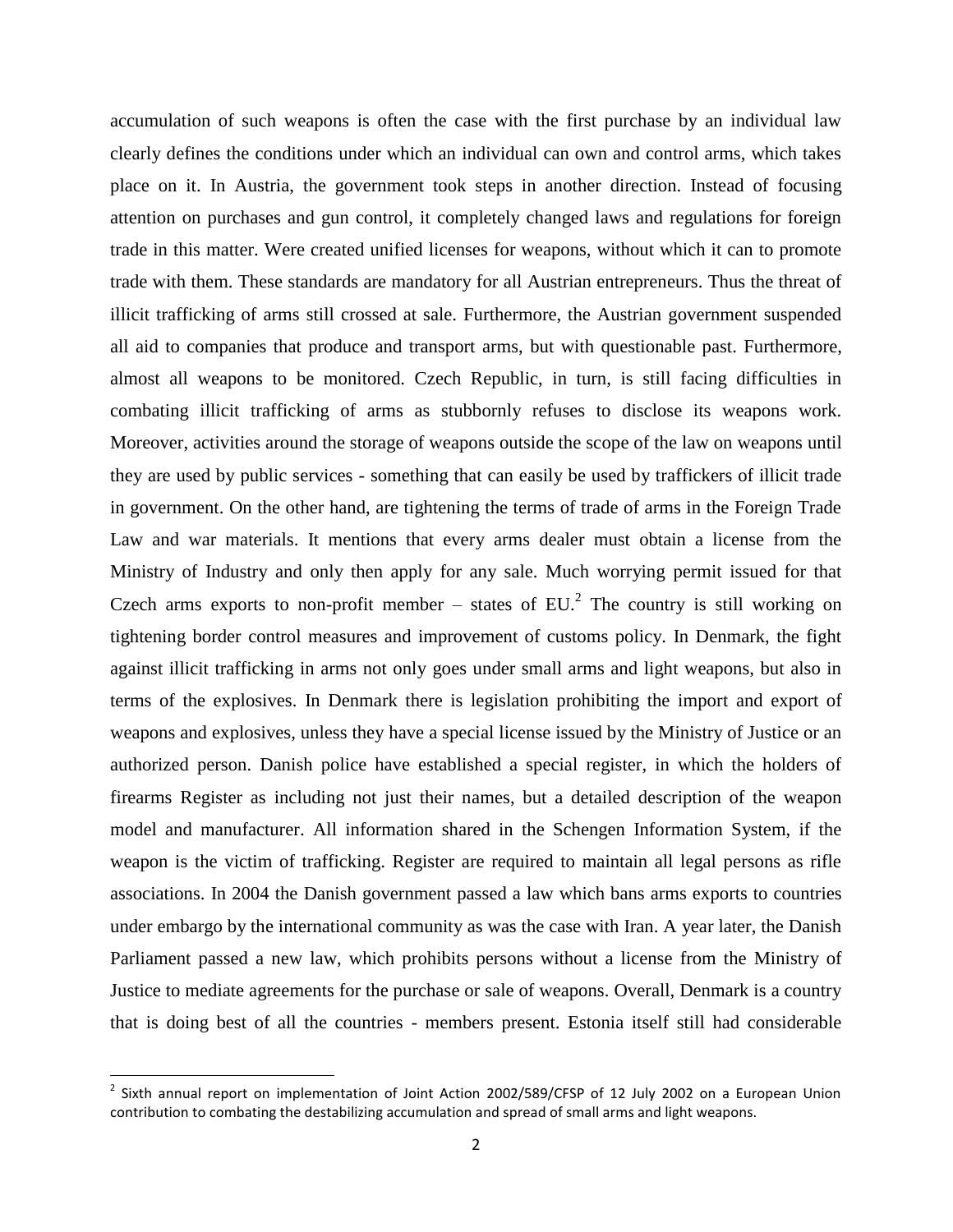accumulation of such weapons is often the case with the first purchase by an individual law clearly defines the conditions under which an individual can own and control arms, which takes place on it. In Austria, the government took steps in another direction. Instead of focusing attention on purchases and gun control, it completely changed laws and regulations for foreign trade in this matter. Were created unified licenses for weapons, without which it can to promote trade with them. These standards are mandatory for all Austrian entrepreneurs. Thus the threat of illicit trafficking of arms still crossed at sale. Furthermore, the Austrian government suspended all aid to companies that produce and transport arms, but with questionable past. Furthermore, almost all weapons to be monitored. Czech Republic, in turn, is still facing difficulties in combating illicit trafficking of arms as stubbornly refuses to disclose its weapons work. Moreover, activities around the storage of weapons outside the scope of the law on weapons until they are used by public services - something that can easily be used by traffickers of illicit trade in government. On the other hand, are tightening the terms of trade of arms in the Foreign Trade Law and war materials. It mentions that every arms dealer must obtain a license from the Ministry of Industry and only then apply for any sale. Much worrying permit issued for that Czech arms exports to non-profit member – states of EU.[2] The country is still working on tightening border control measures and improvement of customs policy. In Denmark, the fight against illicit trafficking in arms not only goes under small arms and light weapons, but also in terms of the explosives. In Denmark there is legislation prohibiting the import and export of weapons and explosives, unless they have a special license issued by the Ministry of Justice or an authorized person. Danish police have established a special register, in which the holders of firearms Register as including not just their names, but a detailed description of the weapon model and manufacturer. All information shared in the Schengen Information System, if the weapon is the victim of trafficking. Register are required to maintain all legal persons as rifle associations. In 2004 the Danish government passed a law which bans arms exports to countries under embargo by the international community as was the case with Iran. A year later, the Danish Parliament passed a new law, which prohibits persons without a license from the Ministry of Justice to mediate agreements for the purchase or sale of weapons. Overall, Denmark is a country that is doing best of all the countries - members present. Estonia itself still had considerable

[2] Sixth annual report on implementation of Joint Action 2002/589/CFSP of 12 July 2002 on a European Union contribution to combating the destabilizing accumulation and spread of small arms and light weapons.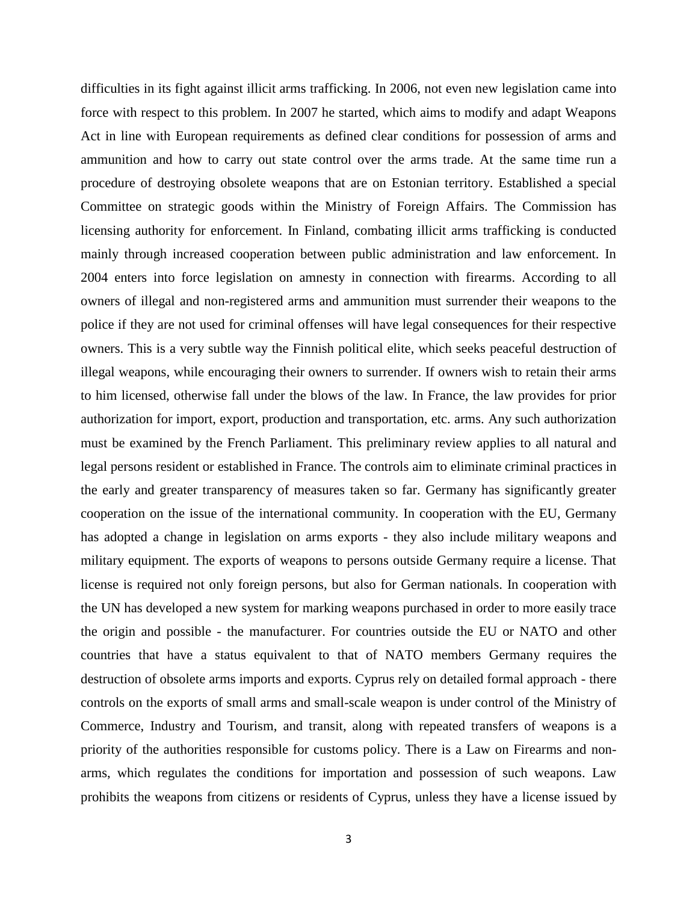difficulties in its fight against illicit arms trafficking. In 2006, not even new legislation came into force with respect to this problem. In 2007 he started, which aims to modify and adapt Weapons Act in line with European requirements as defined clear conditions for possession of arms and ammunition and how to carry out state control over the arms trade. At the same time run a procedure of destroying obsolete weapons that are on Estonian territory. Established a special Committee on strategic goods within the Ministry of Foreign Affairs. The Commission has licensing authority for enforcement. In Finland, combating illicit arms trafficking is conducted mainly through increased cooperation between public administration and law enforcement. In 2004 enters into force legislation on amnesty in connection with firearms. According to all owners of illegal and non-registered arms and ammunition must surrender their weapons to the police if they are not used for criminal offenses will have legal consequences for their respective owners. This is a very subtle way the Finnish political elite, which seeks peaceful destruction of illegal weapons, while encouraging their owners to surrender. If owners wish to retain their arms to him licensed, otherwise fall under the blows of the law. In France, the law provides for prior authorization for import, export, production and transportation, etc. arms. Any such authorization must be examined by the French Parliament. This preliminary review applies to all natural and legal persons resident or established in France. The controls aim to eliminate criminal practices in the early and greater transparency of measures taken so far. Germany has significantly greater cooperation on the issue of the international community. In cooperation with the EU, Germany has adopted a change in legislation on arms exports - they also include military weapons and military equipment. The exports of weapons to persons outside Germany require a license. That license is required not only foreign persons, but also for German nationals. In cooperation with the UN has developed a new system for marking weapons purchased in order to more easily trace the origin and possible - the manufacturer. For countries outside the EU or NATO and other countries that have a status equivalent to that of NATO members Germany requires the destruction of obsolete arms imports and exports. Cyprus rely on detailed formal approach - there controls on the exports of small arms and small-scale weapon is under control of the Ministry of Commerce, Industry and Tourism, and transit, along with repeated transfers of weapons is a priority of the authorities responsible for customs policy. There is a Law on Firearms and non-arms, which regulates the conditions for importation and possession of such weapons. Law prohibits the weapons from citizens or residents of Cyprus, unless they have a license issued by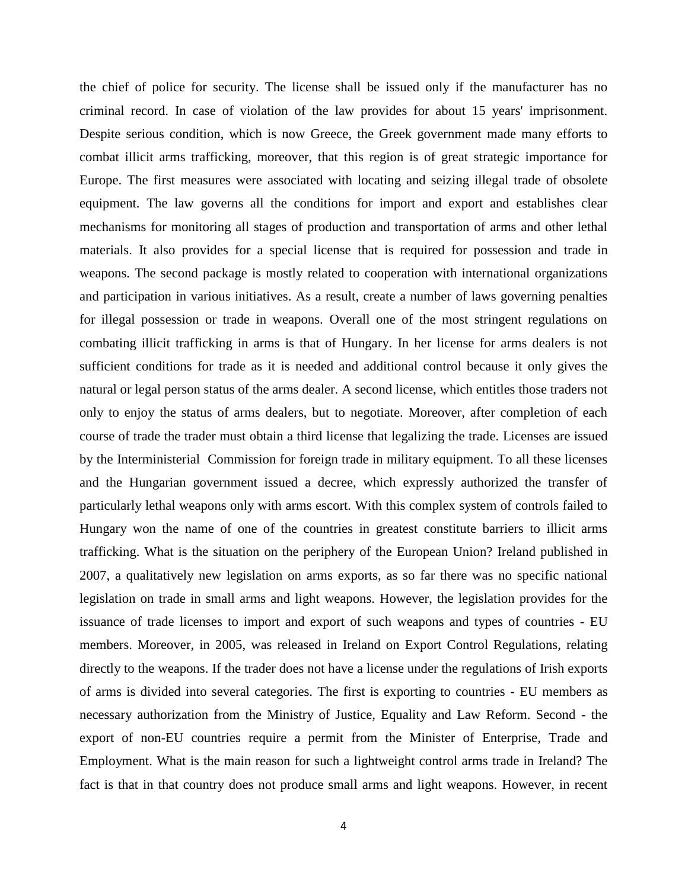the chief of police for security. The license shall be issued only if the manufacturer has no criminal record. In case of violation of the law provides for about 15 years' imprisonment. Despite serious condition, which is now Greece, the Greek government made many efforts to combat illicit arms trafficking, moreover, that this region is of great strategic importance for Europe. The first measures were associated with locating and seizing illegal trade of obsolete equipment. The law governs all the conditions for import and export and establishes clear mechanisms for monitoring all stages of production and transportation of arms and other lethal materials. It also provides for a special license that is required for possession and trade in weapons. The second package is mostly related to cooperation with international organizations and participation in various initiatives. As a result, create a number of laws governing penalties for illegal possession or trade in weapons. Overall one of the most stringent regulations on combating illicit trafficking in arms is that of Hungary. In her license for arms dealers is not sufficient conditions for trade as it is needed and additional control because it only gives the natural or legal person status of the arms dealer. A second license, which entitles those traders not only to enjoy the status of arms dealers, but to negotiate. Moreover, after completion of each course of trade the trader must obtain a third license that legalizing the trade. Licenses are issued by the Interministerial Commission for foreign trade in military equipment. To all these licenses and the Hungarian government issued a decree, which expressly authorized the transfer of particularly lethal weapons only with arms escort. With this complex system of controls failed to Hungary won the name of one of the countries in greatest constitute barriers to illicit arms trafficking. What is the situation on the periphery of the European Union? Ireland published in 2007, a qualitatively new legislation on arms exports, as so far there was no specific national legislation on trade in small arms and light weapons. However, the legislation provides for the issuance of trade licenses to import and export of such weapons and types of countries - EU members. Moreover, in 2005, was released in Ireland on Export Control Regulations, relating directly to the weapons. If the trader does not have a license under the regulations of Irish exports of arms is divided into several categories. The first is exporting to countries - EU members as necessary authorization from the Ministry of Justice, Equality and Law Reform. Second - the export of non-EU countries require a permit from the Minister of Enterprise, Trade and Employment. What is the main reason for such a lightweight control arms trade in Ireland? The fact is that in that country does not produce small arms and light weapons. However, in recent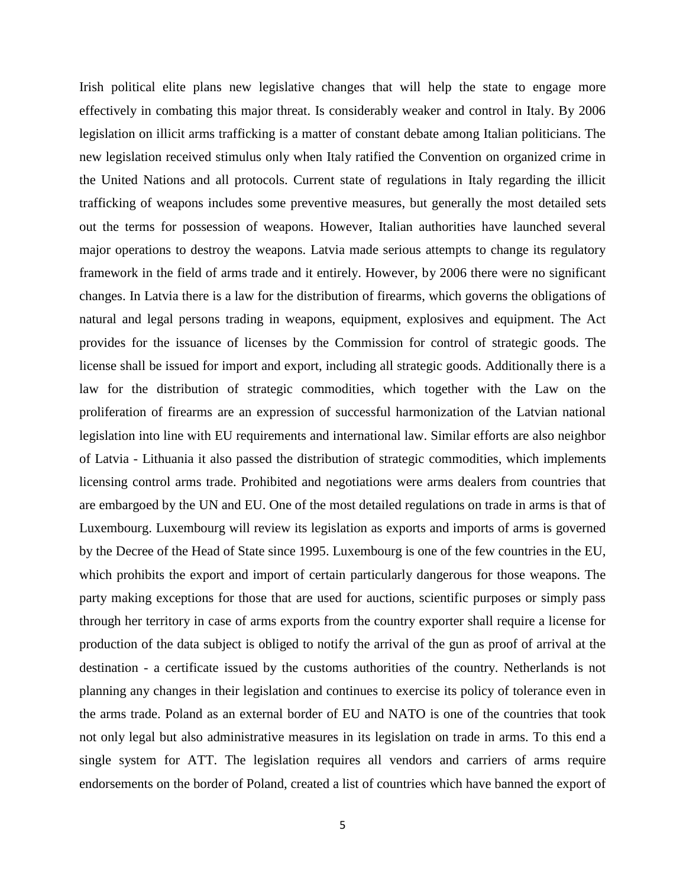Irish political elite plans new legislative changes that will help the state to engage more effectively in combating this major threat. Is considerably weaker and control in Italy. By 2006 legislation on illicit arms trafficking is a matter of constant debate among Italian politicians. The new legislation received stimulus only when Italy ratified the Convention on organized crime in the United Nations and all protocols. Current state of regulations in Italy regarding the illicit trafficking of weapons includes some preventive measures, but generally the most detailed sets out the terms for possession of weapons. However, Italian authorities have launched several major operations to destroy the weapons. Latvia made serious attempts to change its regulatory framework in the field of arms trade and it entirely. However, by 2006 there were no significant changes. In Latvia there is a law for the distribution of firearms, which governs the obligations of natural and legal persons trading in weapons, equipment, explosives and equipment. The Act provides for the issuance of licenses by the Commission for control of strategic goods. The license shall be issued for import and export, including all strategic goods. Additionally there is a law for the distribution of strategic commodities, which together with the Law on the proliferation of firearms are an expression of successful harmonization of the Latvian national legislation into line with EU requirements and international law. Similar efforts are also neighbor of Latvia - Lithuania it also passed the distribution of strategic commodities, which implements licensing control arms trade. Prohibited and negotiations were arms dealers from countries that are embargoed by the UN and EU. One of the most detailed regulations on trade in arms is that of Luxembourg. Luxembourg will review its legislation as exports and imports of arms is governed by the Decree of the Head of State since 1995. Luxembourg is one of the few countries in the EU, which prohibits the export and import of certain particularly dangerous for those weapons. The party making exceptions for those that are used for auctions, scientific purposes or simply pass through her territory in case of arms exports from the country exporter shall require a license for production of the data subject is obliged to notify the arrival of the gun as proof of arrival at the destination - a certificate issued by the customs authorities of the country. Netherlands is not planning any changes in their legislation and continues to exercise its policy of tolerance even in the arms trade. Poland as an external border of EU and NATO is one of the countries that took not only legal but also administrative measures in its legislation on trade in arms. To this end a single system for ATT. The legislation requires all vendors and carriers of arms require endorsements on the border of Poland, created a list of countries which have banned the export of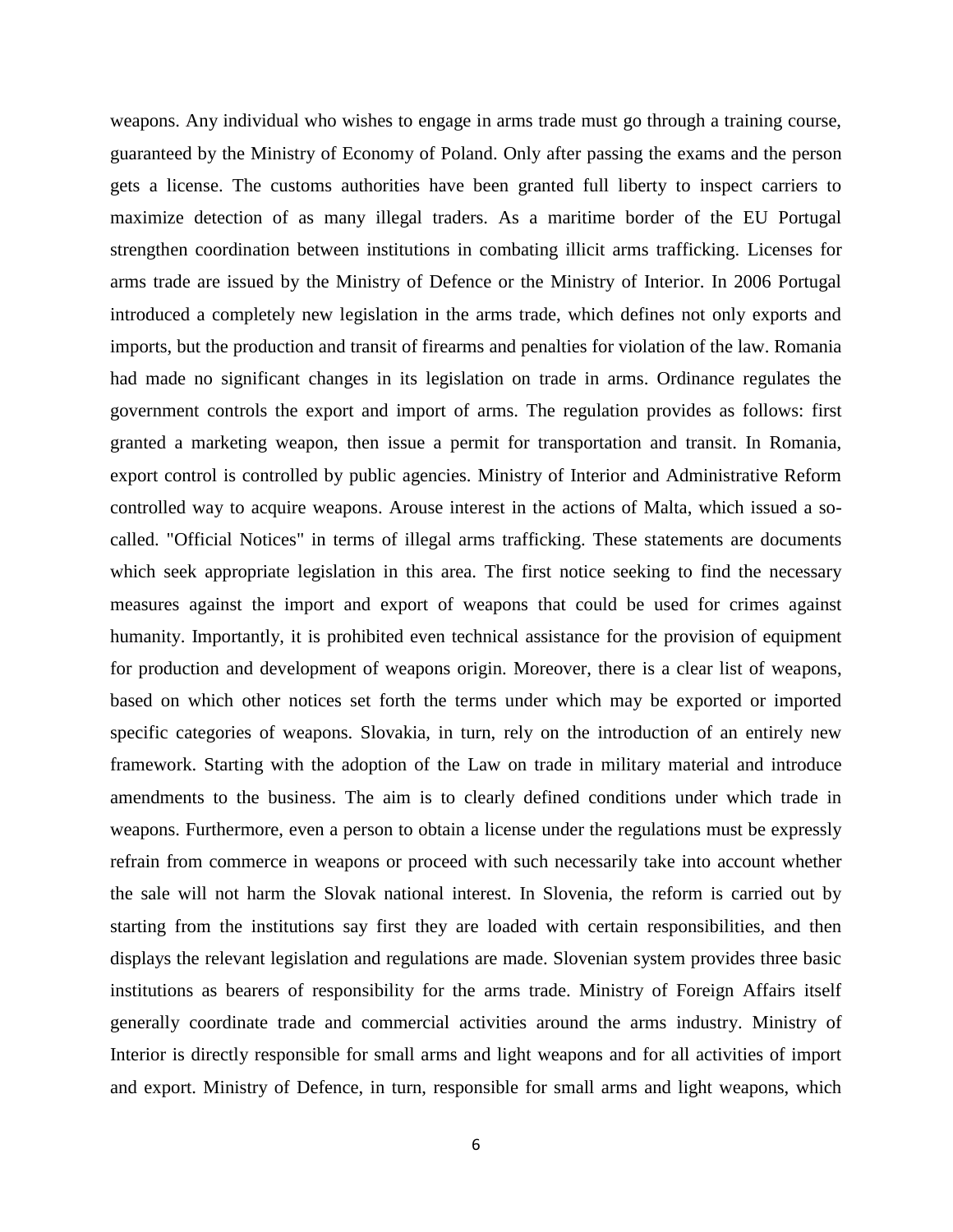weapons. Any individual who wishes to engage in arms trade must go through a training course, guaranteed by the Ministry of Economy of Poland. Only after passing the exams and the person gets a license. The customs authorities have been granted full liberty to inspect carriers to maximize detection of as many illegal traders. As a maritime border of the EU Portugal strengthen coordination between institutions in combating illicit arms trafficking. Licenses for arms trade are issued by the Ministry of Defence or the Ministry of Interior. In 2006 Portugal introduced a completely new legislation in the arms trade, which defines not only exports and imports, but the production and transit of firearms and penalties for violation of the law. Romania had made no significant changes in its legislation on trade in arms. Ordinance regulates the government controls the export and import of arms. The regulation provides as follows: first granted a marketing weapon, then issue a permit for transportation and transit. In Romania, export control is controlled by public agencies. Ministry of Interior and Administrative Reform controlled way to acquire weapons. Arouse interest in the actions of Malta, which issued a so-called. "Official Notices" in terms of illegal arms trafficking. These statements are documents which seek appropriate legislation in this area. The first notice seeking to find the necessary measures against the import and export of weapons that could be used for crimes against humanity. Importantly, it is prohibited even technical assistance for the provision of equipment for production and development of weapons origin. Moreover, there is a clear list of weapons, based on which other notices set forth the terms under which may be exported or imported specific categories of weapons. Slovakia, in turn, rely on the introduction of an entirely new framework. Starting with the adoption of the Law on trade in military material and introduce amendments to the business. The aim is to clearly defined conditions under which trade in weapons. Furthermore, even a person to obtain a license under the regulations must be expressly refrain from commerce in weapons or proceed with such necessarily take into account whether the sale will not harm the Slovak national interest. In Slovenia, the reform is carried out by starting from the institutions say first they are loaded with certain responsibilities, and then displays the relevant legislation and regulations are made. Slovenian system provides three basic institutions as bearers of responsibility for the arms trade. Ministry of Foreign Affairs itself generally coordinate trade and commercial activities around the arms industry. Ministry of Interior is directly responsible for small arms and light weapons and for all activities of import and export. Ministry of Defence, in turn, responsible for small arms and light weapons, which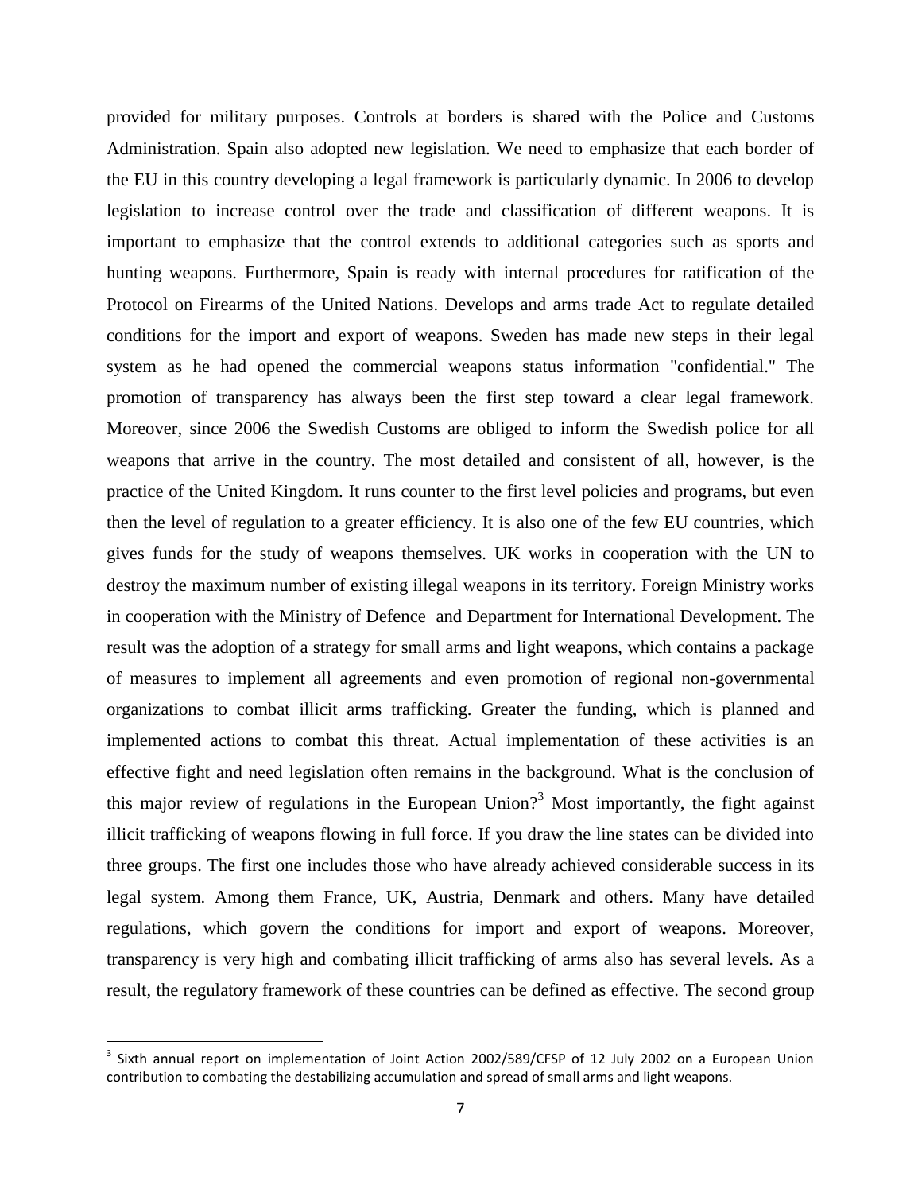provided for military purposes. Controls at borders is shared with the Police and Customs Administration. Spain also adopted new legislation. We need to emphasize that each border of the EU in this country developing a legal framework is particularly dynamic. In 2006 to develop legislation to increase control over the trade and classification of different weapons. It is important to emphasize that the control extends to additional categories such as sports and hunting weapons. Furthermore, Spain is ready with internal procedures for ratification of the Protocol on Firearms of the United Nations. Develops and arms trade Act to regulate detailed conditions for the import and export of weapons. Sweden has made new steps in their legal system as he had opened the commercial weapons status information "confidential." The promotion of transparency has always been the first step toward a clear legal framework. Moreover, since 2006 the Swedish Customs are obliged to inform the Swedish police for all weapons that arrive in the country. The most detailed and consistent of all, however, is the practice of the United Kingdom. It runs counter to the first level policies and programs, but even then the level of regulation to a greater efficiency. It is also one of the few EU countries, which gives funds for the study of weapons themselves. UK works in cooperation with the UN to destroy the maximum number of existing illegal weapons in its territory. Foreign Ministry works in cooperation with the Ministry of Defence and Department for International Development. The result was the adoption of a strategy for small arms and light weapons, which contains a package of measures to implement all agreements and even promotion of regional non-governmental organizations to combat illicit arms trafficking. Greater the funding, which is planned and implemented actions to combat this threat. Actual implementation of these activities is an effective fight and need legislation often remains in the background. What is the conclusion of this major review of regulations in the European Union?[3] Most importantly, the fight against illicit trafficking of weapons flowing in full force. If you draw the line states can be divided into three groups. The first one includes those who have already achieved considerable success in its legal system. Among them France, UK, Austria, Denmark and others. Many have detailed regulations, which govern the conditions for import and export of weapons. Moreover, transparency is very high and combating illicit trafficking of arms also has several levels. As a result, the regulatory framework of these countries can be defined as effective. The second group

[3] Sixth annual report on implementation of Joint Action 2002/589/CFSP of 12 July 2002 on a European Union contribution to combating the destabilizing accumulation and spread of small arms and light weapons.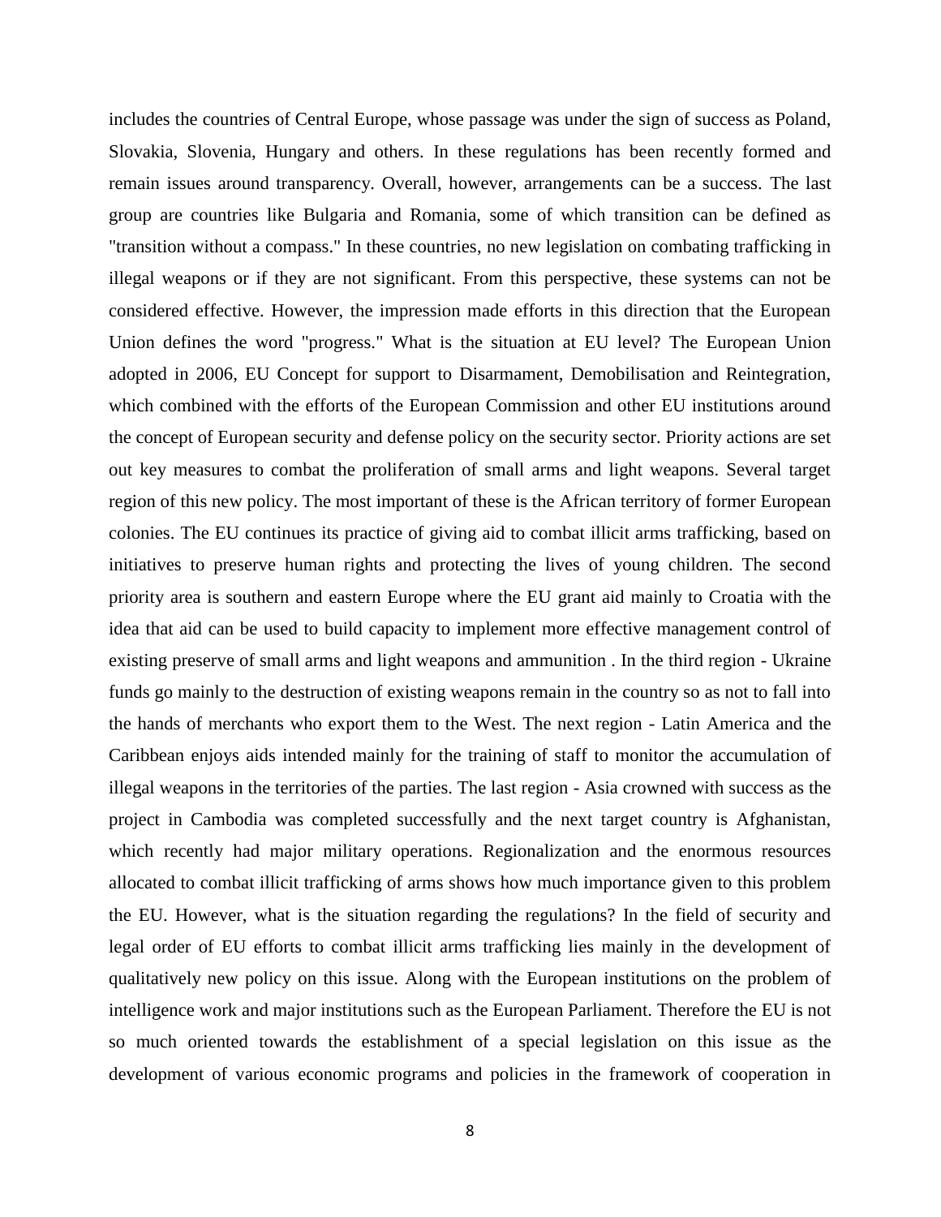includes the countries of Central Europe, whose passage was under the sign of success as Poland, Slovakia, Slovenia, Hungary and others. In these regulations has been recently formed and remain issues around transparency. Overall, however, arrangements can be a success. The last group are countries like Bulgaria and Romania, some of which transition can be defined as "transition without a compass." In these countries, no new legislation on combating trafficking in illegal weapons or if they are not significant. From this perspective, these systems can not be considered effective. However, the impression made efforts in this direction that the European Union defines the word "progress." What is the situation at EU level? The European Union adopted in 2006, EU Concept for support to Disarmament, Demobilisation and Reintegration, which combined with the efforts of the European Commission and other EU institutions around the concept of European security and defense policy on the security sector. Priority actions are set out key measures to combat the proliferation of small arms and light weapons. Several target region of this new policy. The most important of these is the African territory of former European colonies. The EU continues its practice of giving aid to combat illicit arms trafficking, based on initiatives to preserve human rights and protecting the lives of young children. The second priority area is southern and eastern Europe where the EU grant aid mainly to Croatia with the idea that aid can be used to build capacity to implement more effective management control of existing preserve of small arms and light weapons and ammunition . In the third region - Ukraine funds go mainly to the destruction of existing weapons remain in the country so as not to fall into the hands of merchants who export them to the West. The next region - Latin America and the Caribbean enjoys aids intended mainly for the training of staff to monitor the accumulation of illegal weapons in the territories of the parties. The last region - Asia crowned with success as the project in Cambodia was completed successfully and the next target country is Afghanistan, which recently had major military operations. Regionalization and the enormous resources allocated to combat illicit trafficking of arms shows how much importance given to this problem the EU. However, what is the situation regarding the regulations? In the field of security and legal order of EU efforts to combat illicit arms trafficking lies mainly in the development of qualitatively new policy on this issue. Along with the European institutions on the problem of intelligence work and major institutions such as the European Parliament. Therefore the EU is not so much oriented towards the establishment of a special legislation on this issue as the development of various economic programs and policies in the framework of cooperation in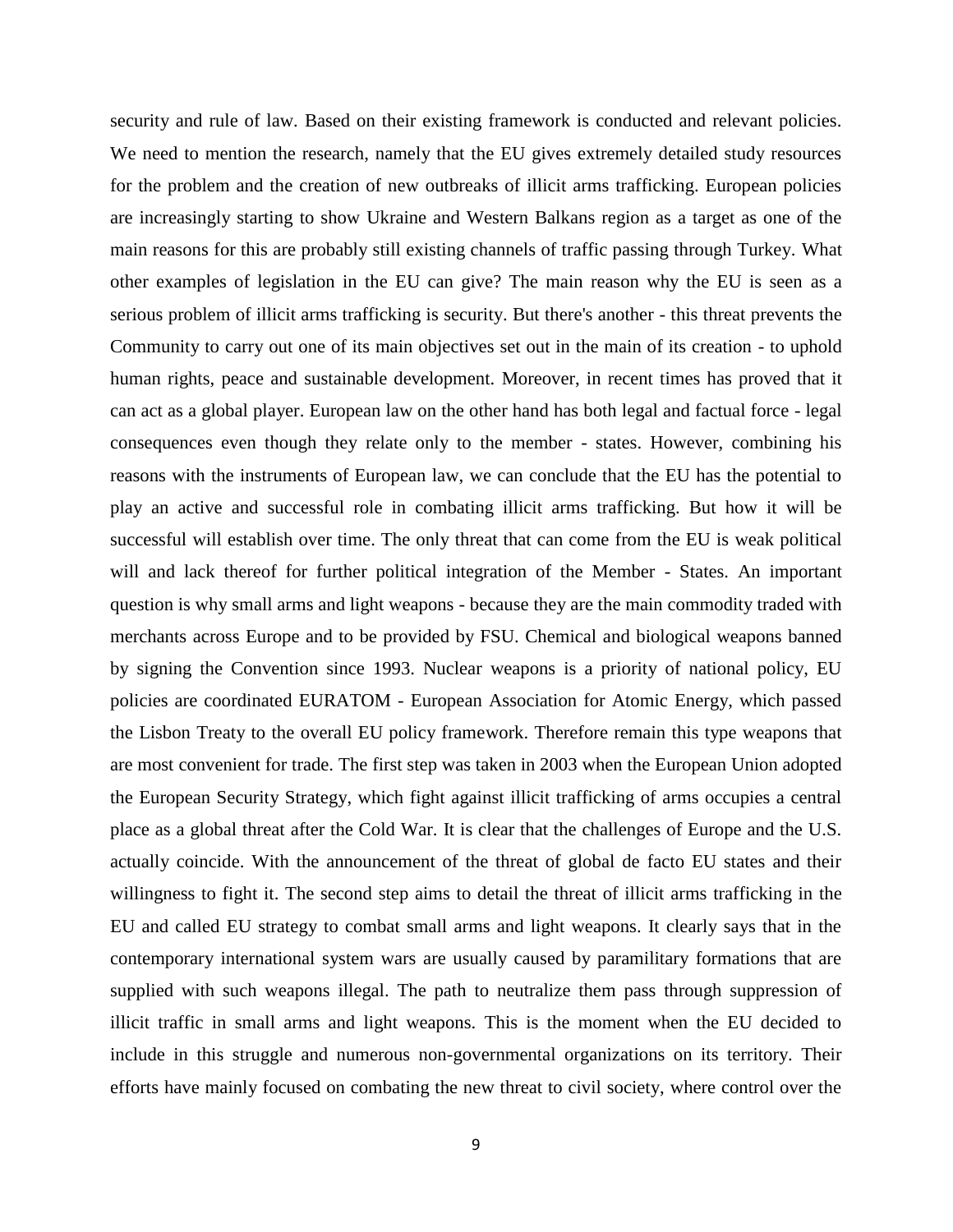security and rule of law. Based on their existing framework is conducted and relevant policies. We need to mention the research, namely that the EU gives extremely detailed study resources for the problem and the creation of new outbreaks of illicit arms trafficking. European policies are increasingly starting to show Ukraine and Western Balkans region as a target as one of the main reasons for this are probably still existing channels of traffic passing through Turkey. What other examples of legislation in the EU can give? The main reason why the EU is seen as a serious problem of illicit arms trafficking is security. But there's another - this threat prevents the Community to carry out one of its main objectives set out in the main of its creation - to uphold human rights, peace and sustainable development. Moreover, in recent times has proved that it can act as a global player. European law on the other hand has both legal and factual force - legal consequences even though they relate only to the member - states. However, combining his reasons with the instruments of European law, we can conclude that the EU has the potential to play an active and successful role in combating illicit arms trafficking. But how it will be successful will establish over time. The only threat that can come from the EU is weak political will and lack thereof for further political integration of the Member - States. An important question is why small arms and light weapons - because they are the main commodity traded with merchants across Europe and to be provided by FSU. Chemical and biological weapons banned by signing the Convention since 1993. Nuclear weapons is a priority of national policy, EU policies are coordinated EURATOM - European Association for Atomic Energy, which passed the Lisbon Treaty to the overall EU policy framework. Therefore remain this type weapons that are most convenient for trade. The first step was taken in 2003 when the European Union adopted the European Security Strategy, which fight against illicit trafficking of arms occupies a central place as a global threat after the Cold War. It is clear that the challenges of Europe and the U.S. actually coincide. With the announcement of the threat of global de facto EU states and their willingness to fight it. The second step aims to detail the threat of illicit arms trafficking in the EU and called EU strategy to combat small arms and light weapons. It clearly says that in the contemporary international system wars are usually caused by paramilitary formations that are supplied with such weapons illegal. The path to neutralize them pass through suppression of illicit traffic in small arms and light weapons. This is the moment when the EU decided to include in this struggle and numerous non-governmental organizations on its territory. Their efforts have mainly focused on combating the new threat to civil society, where control over the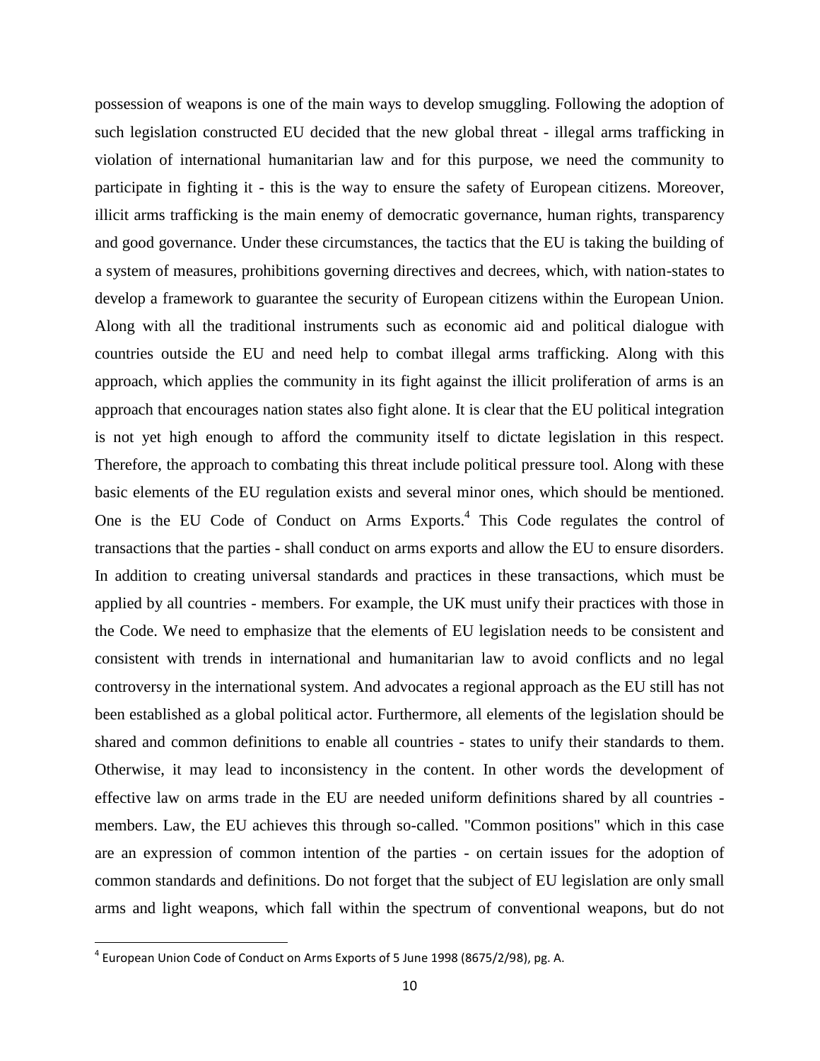possession of weapons is one of the main ways to develop smuggling. Following the adoption of such legislation constructed EU decided that the new global threat - illegal arms trafficking in violation of international humanitarian law and for this purpose, we need the community to participate in fighting it - this is the way to ensure the safety of European citizens. Moreover, illicit arms trafficking is the main enemy of democratic governance, human rights, transparency and good governance. Under these circumstances, the tactics that the EU is taking the building of a system of measures, prohibitions governing directives and decrees, which, with nation-states to develop a framework to guarantee the security of European citizens within the European Union. Along with all the traditional instruments such as economic aid and political dialogue with countries outside the EU and need help to combat illegal arms trafficking. Along with this approach, which applies the community in its fight against the illicit proliferation of arms is an approach that encourages nation states also fight alone. It is clear that the EU political integration is not yet high enough to afford the community itself to dictate legislation in this respect. Therefore, the approach to combating this threat include political pressure tool. Along with these basic elements of the EU regulation exists and several minor ones, which should be mentioned. One is the EU Code of Conduct on Arms Exports.[4] This Code regulates the control of transactions that the parties - shall conduct on arms exports and allow the EU to ensure disorders. In addition to creating universal standards and practices in these transactions, which must be applied by all countries - members. For example, the UK must unify their practices with those in the Code. We need to emphasize that the elements of EU legislation needs to be consistent and consistent with trends in international and humanitarian law to avoid conflicts and no legal controversy in the international system. And advocates a regional approach as the EU still has not been established as a global political actor. Furthermore, all elements of the legislation should be shared and common definitions to enable all countries - states to unify their standards to them. Otherwise, it may lead to inconsistency in the content. In other words the development of effective law on arms trade in the EU are needed uniform definitions shared by all countries - members. Law, the EU achieves this through so-called. "Common positions" which in this case are an expression of common intention of the parties - on certain issues for the adoption of common standards and definitions. Do not forget that the subject of EU legislation are only small arms and light weapons, which fall within the spectrum of conventional weapons, but do not

[4] European Union Code of Conduct on Arms Exports of 5 June 1998 (8675/2/98), pg. A.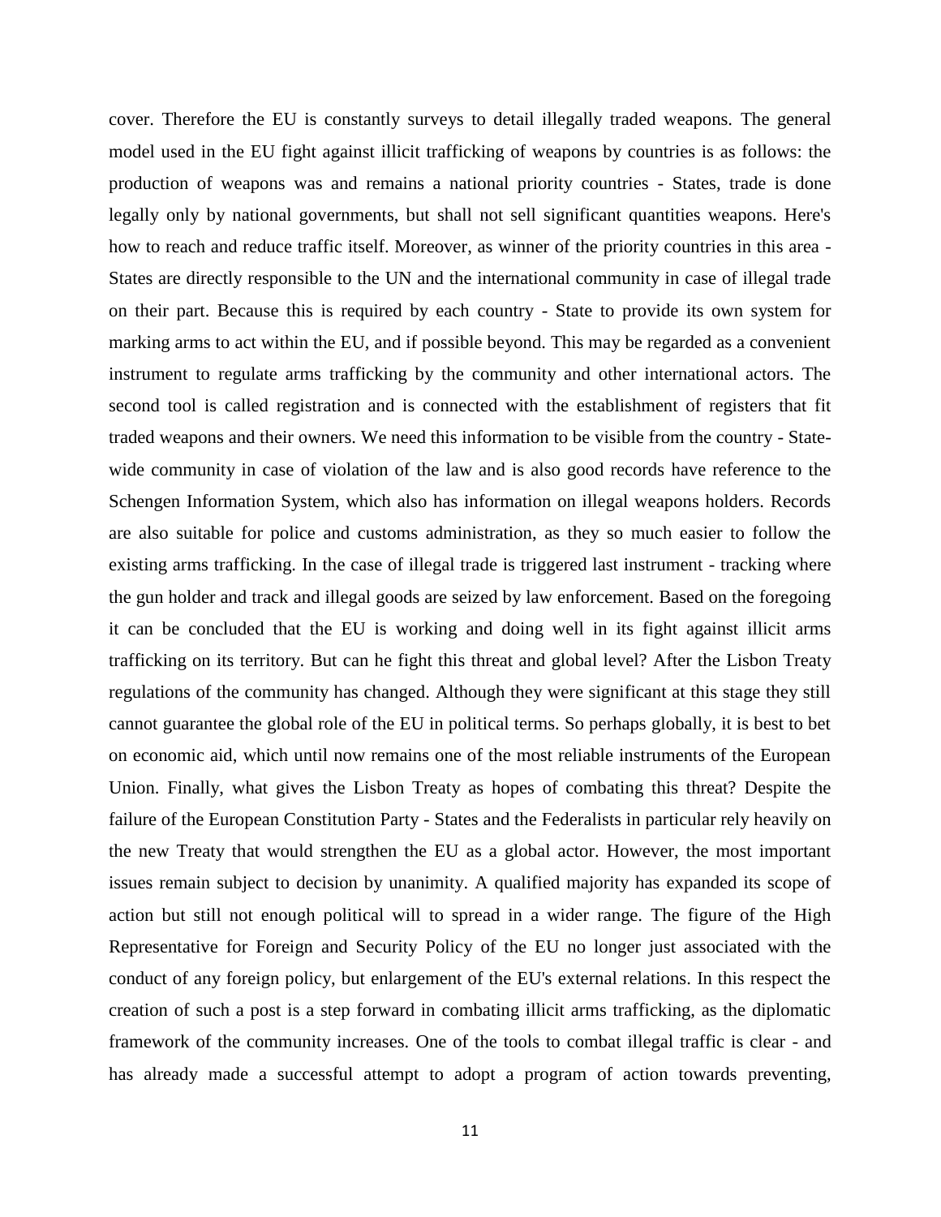cover. Therefore the EU is constantly surveys to detail illegally traded weapons. The general model used in the EU fight against illicit trafficking of weapons by countries is as follows: the production of weapons was and remains a national priority countries - States, trade is done legally only by national governments, but shall not sell significant quantities weapons. Here's how to reach and reduce traffic itself. Moreover, as winner of the priority countries in this area - States are directly responsible to the UN and the international community in case of illegal trade on their part. Because this is required by each country - State to provide its own system for marking arms to act within the EU, and if possible beyond. This may be regarded as a convenient instrument to regulate arms trafficking by the community and other international actors. The second tool is called registration and is connected with the establishment of registers that fit traded weapons and their owners. We need this information to be visible from the country - State-wide community in case of violation of the law and is also good records have reference to the Schengen Information System, which also has information on illegal weapons holders. Records are also suitable for police and customs administration, as they so much easier to follow the existing arms trafficking. In the case of illegal trade is triggered last instrument - tracking where the gun holder and track and illegal goods are seized by law enforcement. Based on the foregoing it can be concluded that the EU is working and doing well in its fight against illicit arms trafficking on its territory. But can he fight this threat and global level? After the Lisbon Treaty regulations of the community has changed. Although they were significant at this stage they still cannot guarantee the global role of the EU in political terms. So perhaps globally, it is best to bet on economic aid, which until now remains one of the most reliable instruments of the European Union. Finally, what gives the Lisbon Treaty as hopes of combating this threat? Despite the failure of the European Constitution Party - States and the Federalists in particular rely heavily on the new Treaty that would strengthen the EU as a global actor. However, the most important issues remain subject to decision by unanimity. A qualified majority has expanded its scope of action but still not enough political will to spread in a wider range. The figure of the High Representative for Foreign and Security Policy of the EU no longer just associated with the conduct of any foreign policy, but enlargement of the EU's external relations. In this respect the creation of such a post is a step forward in combating illicit arms trafficking, as the diplomatic framework of the community increases. One of the tools to combat illegal traffic is clear - and has already made a successful attempt to adopt a program of action towards preventing,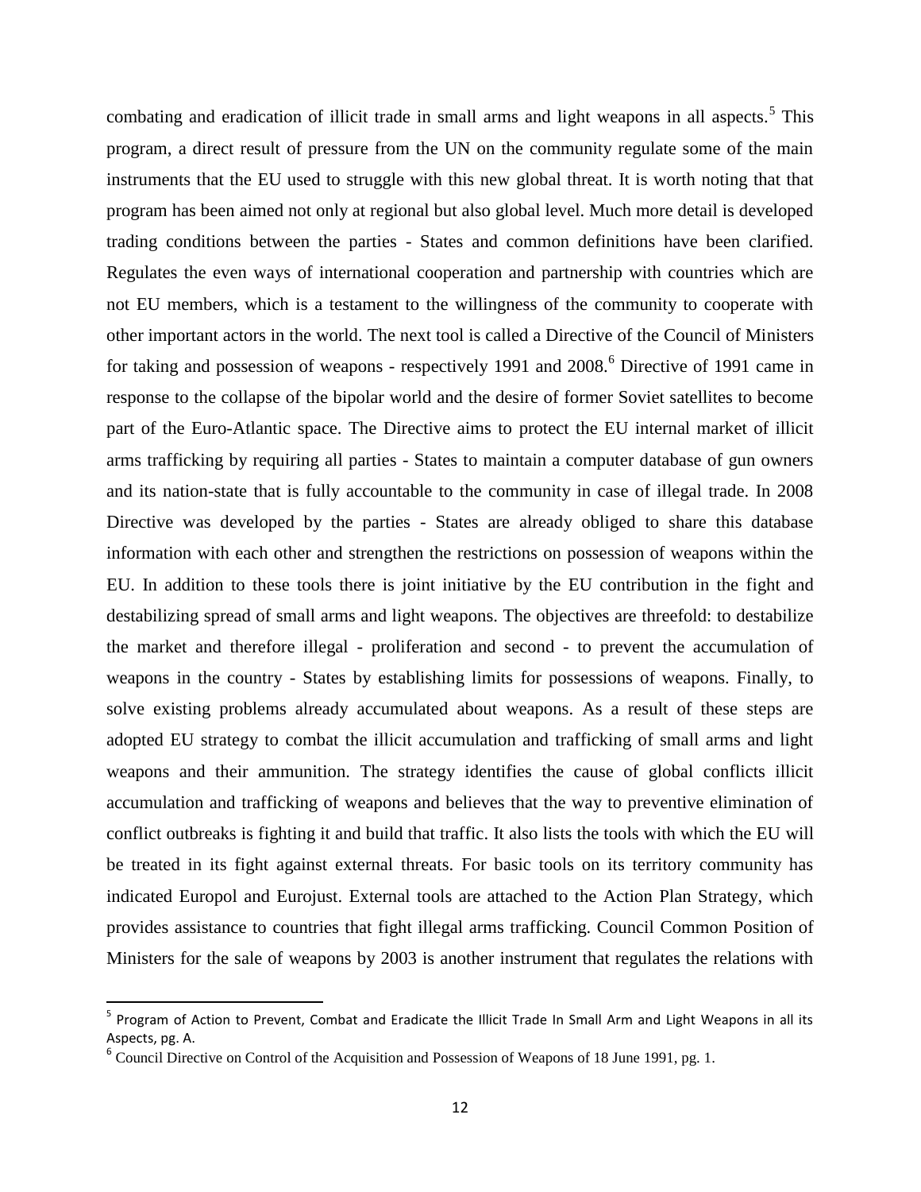combating and eradication of illicit trade in small arms and light weapons in all aspects.[5] This program, a direct result of pressure from the UN on the community regulate some of the main instruments that the EU used to struggle with this new global threat. It is worth noting that that program has been aimed not only at regional but also global level. Much more detail is developed trading conditions between the parties - States and common definitions have been clarified. Regulates the even ways of international cooperation and partnership with countries which are not EU members, which is a testament to the willingness of the community to cooperate with other important actors in the world. The next tool is called a Directive of the Council of Ministers for taking and possession of weapons - respectively 1991 and 2008.[6] Directive of 1991 came in response to the collapse of the bipolar world and the desire of former Soviet satellites to become part of the Euro-Atlantic space. The Directive aims to protect the EU internal market of illicit arms trafficking by requiring all parties - States to maintain a computer database of gun owners and its nation-state that is fully accountable to the community in case of illegal trade. In 2008 Directive was developed by the parties - States are already obliged to share this database information with each other and strengthen the restrictions on possession of weapons within the EU. In addition to these tools there is joint initiative by the EU contribution in the fight and destabilizing spread of small arms and light weapons. The objectives are threefold: to destabilize the market and therefore illegal - proliferation and second - to prevent the accumulation of weapons in the country - States by establishing limits for possessions of weapons. Finally, to solve existing problems already accumulated about weapons. As a result of these steps are adopted EU strategy to combat the illicit accumulation and trafficking of small arms and light weapons and their ammunition. The strategy identifies the cause of global conflicts illicit accumulation and trafficking of weapons and believes that the way to preventive elimination of conflict outbreaks is fighting it and build that traffic. It also lists the tools with which the EU will be treated in its fight against external threats. For basic tools on its territory community has indicated Europol and Eurojust. External tools are attached to the Action Plan Strategy, which provides assistance to countries that fight illegal arms trafficking. Council Common Position of Ministers for the sale of weapons by 2003 is another instrument that regulates the relations with

---

[5] Program of Action to Prevent, Combat and Eradicate the Illicit Trade In Small Arm and Light Weapons in all its Aspects, pg. A.

[6] Council Directive on Control of the Acquisition and Possession of Weapons of 18 June 1991, pg. 1.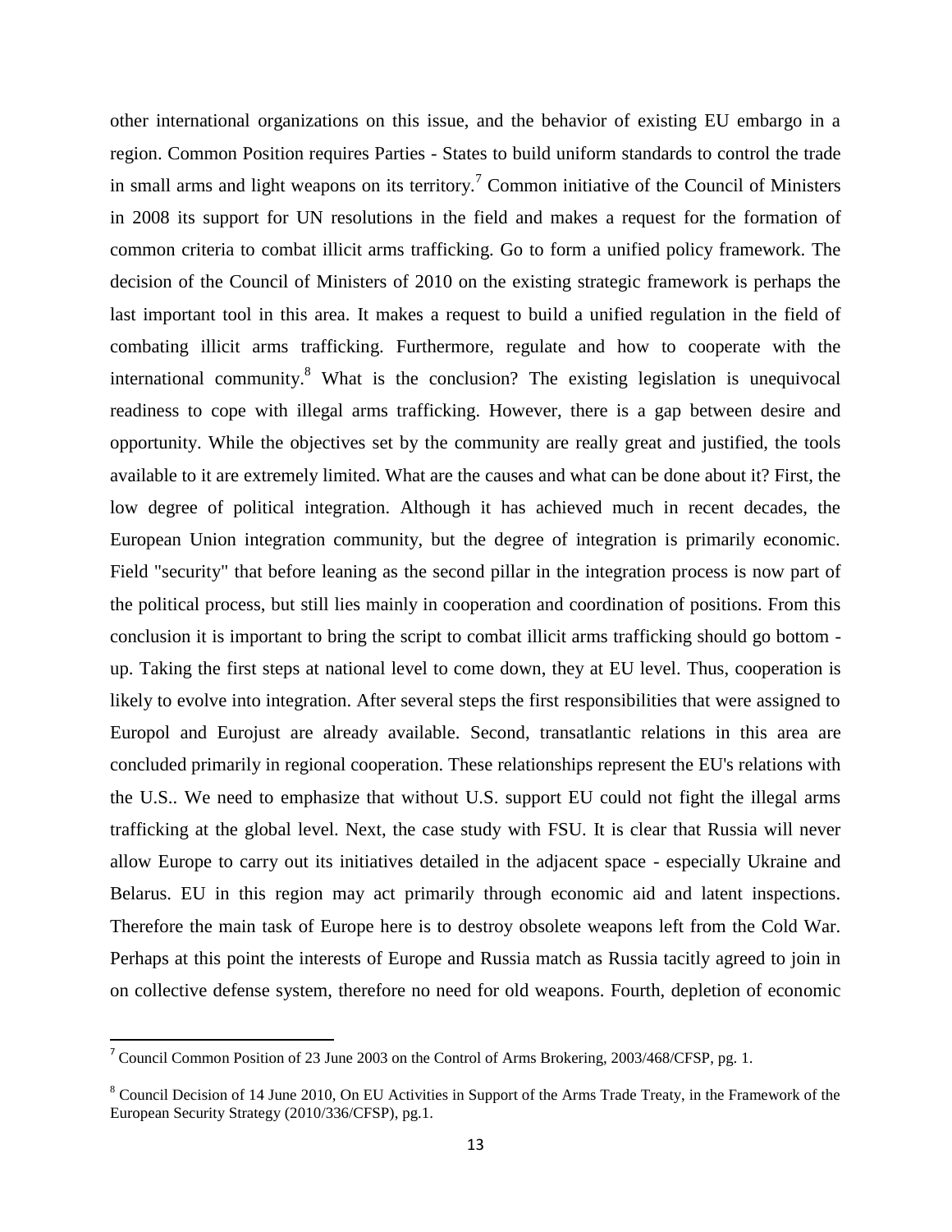other international organizations on this issue, and the behavior of existing EU embargo in a region. Common Position requires Parties - States to build uniform standards to control the trade in small arms and light weapons on its territory.[7] Common initiative of the Council of Ministers in 2008 its support for UN resolutions in the field and makes a request for the formation of common criteria to combat illicit arms trafficking. Go to form a unified policy framework. The decision of the Council of Ministers of 2010 on the existing strategic framework is perhaps the last important tool in this area. It makes a request to build a unified regulation in the field of combating illicit arms trafficking. Furthermore, regulate and how to cooperate with the international community.[8] What is the conclusion? The existing legislation is unequivocal readiness to cope with illegal arms trafficking. However, there is a gap between desire and opportunity. While the objectives set by the community are really great and justified, the tools available to it are extremely limited. What are the causes and what can be done about it? First, the low degree of political integration. Although it has achieved much in recent decades, the European Union integration community, but the degree of integration is primarily economic. Field "security" that before leaning as the second pillar in the integration process is now part of the political process, but still lies mainly in cooperation and coordination of positions. From this conclusion it is important to bring the script to combat illicit arms trafficking should go bottom - up. Taking the first steps at national level to come down, they at EU level. Thus, cooperation is likely to evolve into integration. After several steps the first responsibilities that were assigned to Europol and Eurojust are already available. Second, transatlantic relations in this area are concluded primarily in regional cooperation. These relationships represent the EU's relations with the U.S.. We need to emphasize that without U.S. support EU could not fight the illegal arms trafficking at the global level. Next, the case study with FSU. It is clear that Russia will never allow Europe to carry out its initiatives detailed in the adjacent space - especially Ukraine and Belarus. EU in this region may act primarily through economic aid and latent inspections. Therefore the main task of Europe here is to destroy obsolete weapons left from the Cold War. Perhaps at this point the interests of Europe and Russia match as Russia tacitly agreed to join in on collective defense system, therefore no need for old weapons. Fourth, depletion of economic

---

[7] Council Common Position of 23 June 2003 on the Control of Arms Brokering, 2003/468/CFSP, pg. 1.

[8] Council Decision of 14 June 2010, On EU Activities in Support of the Arms Trade Treaty, in the Framework of the European Security Strategy (2010/336/CFSP), pg.1.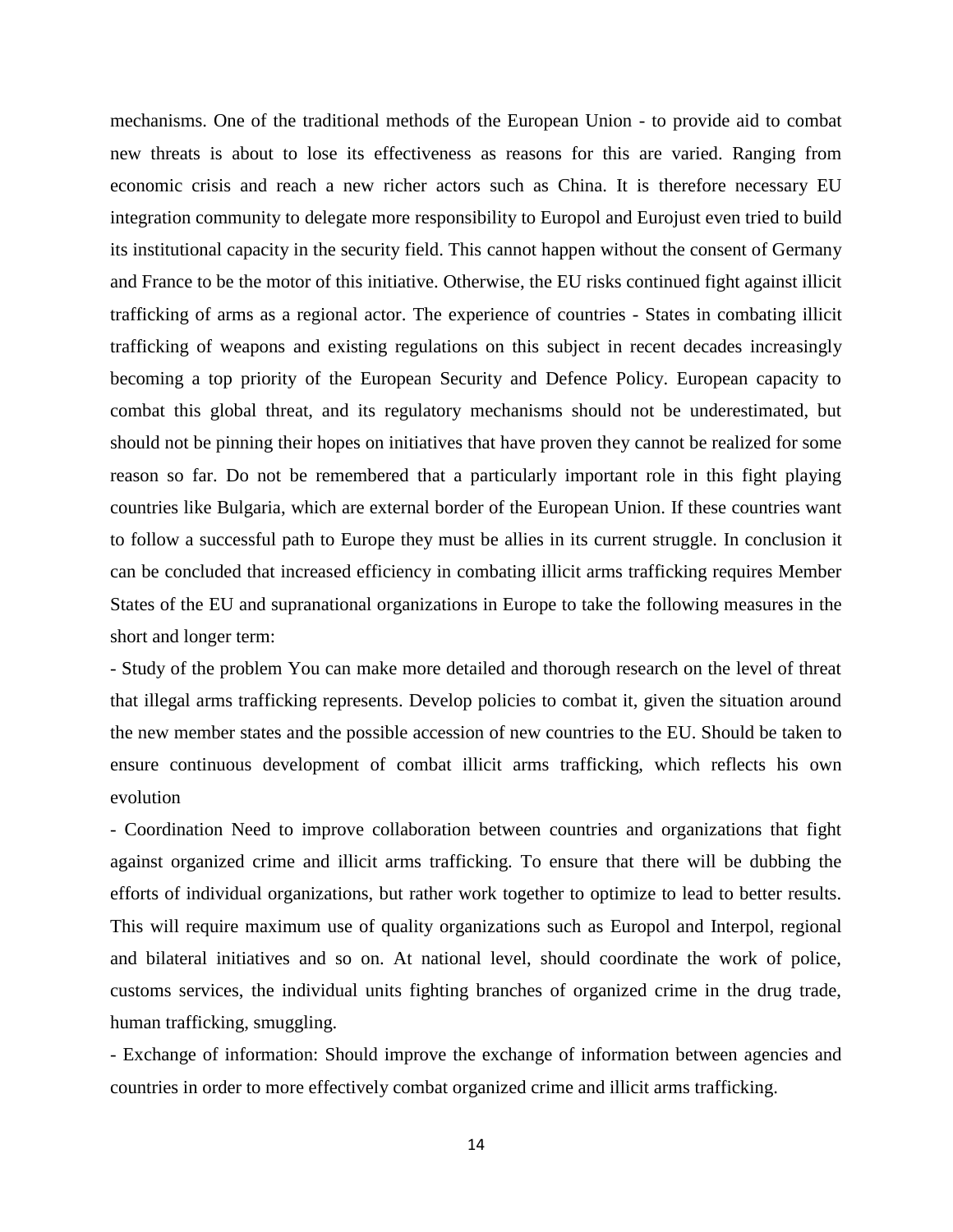mechanisms. One of the traditional methods of the European Union - to provide aid to combat new threats is about to lose its effectiveness as reasons for this are varied. Ranging from economic crisis and reach a new richer actors such as China. It is therefore necessary EU integration community to delegate more responsibility to Europol and Eurojust even tried to build its institutional capacity in the security field. This cannot happen without the consent of Germany and France to be the motor of this initiative. Otherwise, the EU risks continued fight against illicit trafficking of arms as a regional actor. The experience of countries - States in combating illicit trafficking of weapons and existing regulations on this subject in recent decades increasingly becoming a top priority of the European Security and Defence Policy. European capacity to combat this global threat, and its regulatory mechanisms should not be underestimated, but should not be pinning their hopes on initiatives that have proven they cannot be realized for some reason so far. Do not be remembered that a particularly important role in this fight playing countries like Bulgaria, which are external border of the European Union. If these countries want to follow a successful path to Europe they must be allies in its current struggle. In conclusion it can be concluded that increased efficiency in combating illicit arms trafficking requires Member States of the EU and supranational organizations in Europe to take the following measures in the short and longer term:

- Study of the problem You can make more detailed and thorough research on the level of threat that illegal arms trafficking represents. Develop policies to combat it, given the situation around the new member states and the possible accession of new countries to the EU. Should be taken to ensure continuous development of combat illicit arms trafficking, which reflects his own evolution
- Coordination Need to improve collaboration between countries and organizations that fight against organized crime and illicit arms trafficking. To ensure that there will be dubbing the efforts of individual organizations, but rather work together to optimize to lead to better results. This will require maximum use of quality organizations such as Europol and Interpol, regional and bilateral initiatives and so on. At national level, should coordinate the work of police, customs services, the individual units fighting branches of organized crime in the drug trade, human trafficking, smuggling.
- Exchange of information: Should improve the exchange of information between agencies and countries in order to more effectively combat organized crime and illicit arms trafficking.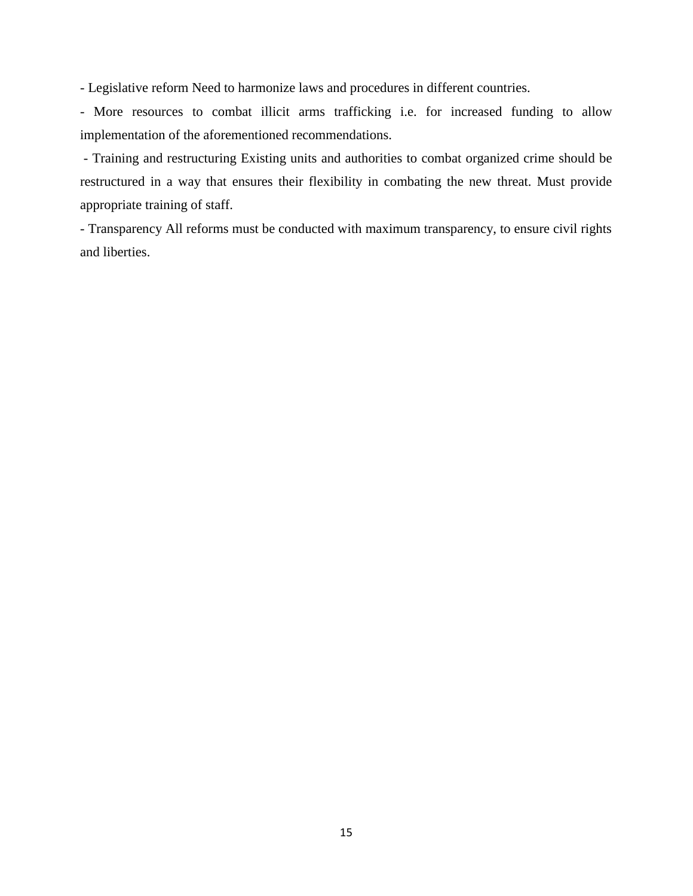- Legislative reform Need to harmonize laws and procedures in different countries.

- More resources to combat illicit arms trafficking i.e. for increased funding to allow implementation of the aforementioned recommendations.

- Training and restructuring Existing units and authorities to combat organized crime should be restructured in a way that ensures their flexibility in combating the new threat. Must provide appropriate training of staff.

- Transparency All reforms must be conducted with maximum transparency, to ensure civil rights and liberties.